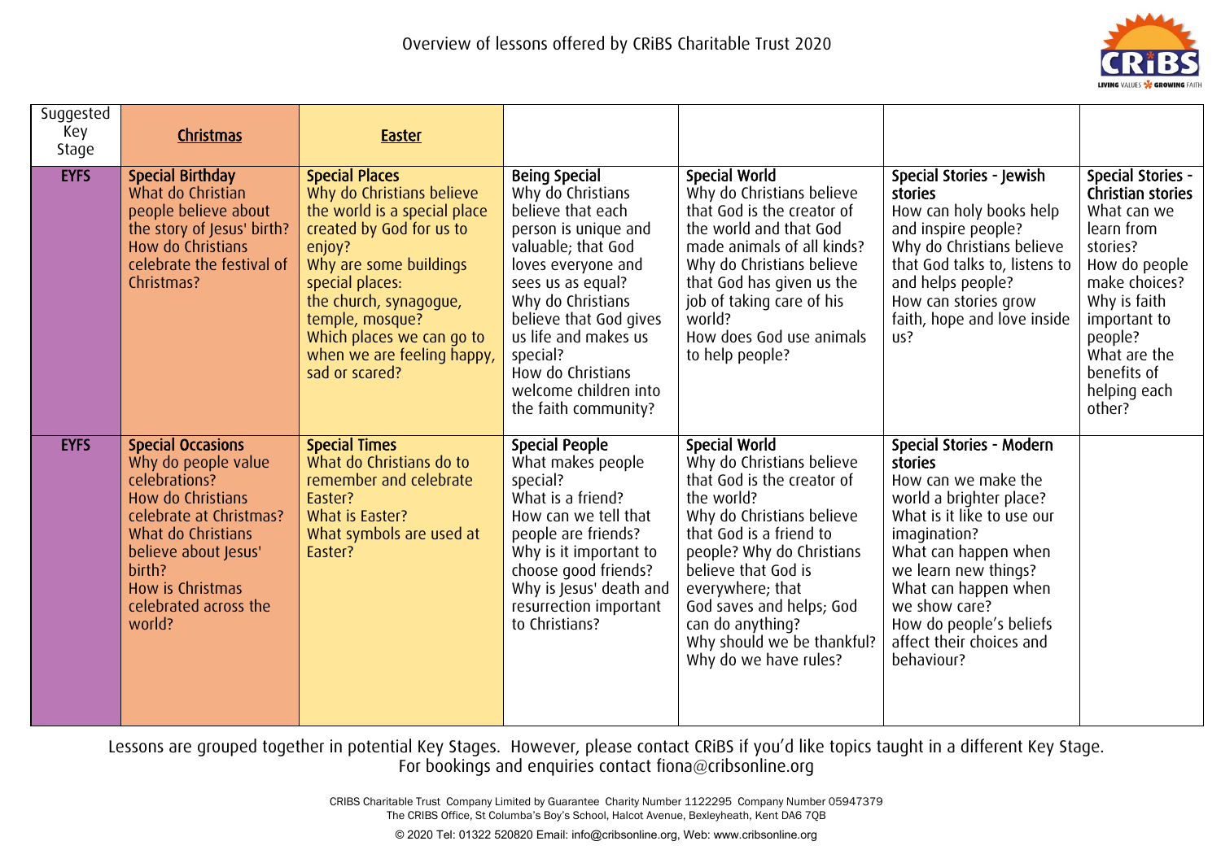# Overview of lessons offered by CRiBS Charitable Trust 2020

| Suggested Key Stage | Christmas | Easter | | | | |
|---|---|---|---|---|---|---|
| **EYFS** | **Special Birthday** What do Christian people believe about the story of Jesus' birth? How do Christians celebrate the festival of Christmas? | **Special Places** Why do Christians believe the world is a special place created by God for us to enjoy? Why are some buildings special places: the church, synagogue, temple, mosque? Which places we can go to when we are feeling happy, sad or scared? | **Being Special** Why do Christians believe that each person is unique and valuable; that God loves everyone and sees us as equal? Why do Christians believe that God gives us life and makes us special? How do Christians welcome children into the faith community? | **Special World** Why do Christians believe that God is the creator of the world and that God made animals of all kinds? Why do Christians believe that God has given us the job of taking care of his world? How does God use animals to help people? | **Special Stories - Jewish stories** How can holy books help and inspire people? Why do Christians believe that God talks to, listens to and helps people? How can stories grow faith, hope and love inside us? | **Special Stories - Christian stories** What can we learn from stories? How do people make choices? Why is faith important to people? What are the benefits of helping each other? |
| **EYFS** | **Special Occasions** Why do people value celebrations? How do Christians celebrate at Christmas? What do Christians believe about Jesus' birth? How is Christmas celebrated across the world? | **Special Times** What do Christians do to remember and celebrate Easter? What is Easter? What symbols are used at Easter? | **Special People** What makes people special? What is a friend? How can we tell that people are friends? Why is it important to choose good friends? Why is Jesus' death and resurrection important to Christians? | **Special World** Why do Christians believe that God is the creator of the world? Why do Christians believe that God is a friend to people? Why do Christians believe that God is everywhere; that God saves and helps; God can do anything? Why should we be thankful? Why do we have rules? | **Special Stories - Modern stories** How can we make the world a brighter place? What is it like to use our imagination? What can happen when we learn new things? What can happen when we show care? How do people's beliefs affect their choices and behaviour? | |

Lessons are grouped together in potential Key Stages. However, please contact CRiBS if you'd like topics taught in a different Key Stage.
For bookings and enquiries contact fiona@cribsonline.org

CRIBS Charitable Trust Company Limited by Guarantee Charity Number 1122295 Company Number 05947379
The CRIBS Office, St Columba's Boy's School, Halcot Avenue, Bexleyheath, Kent DA6 7QB

© 2020 Tel: 01322 520820 Email: info@cribsonline.org, Web: www.cribsonline.org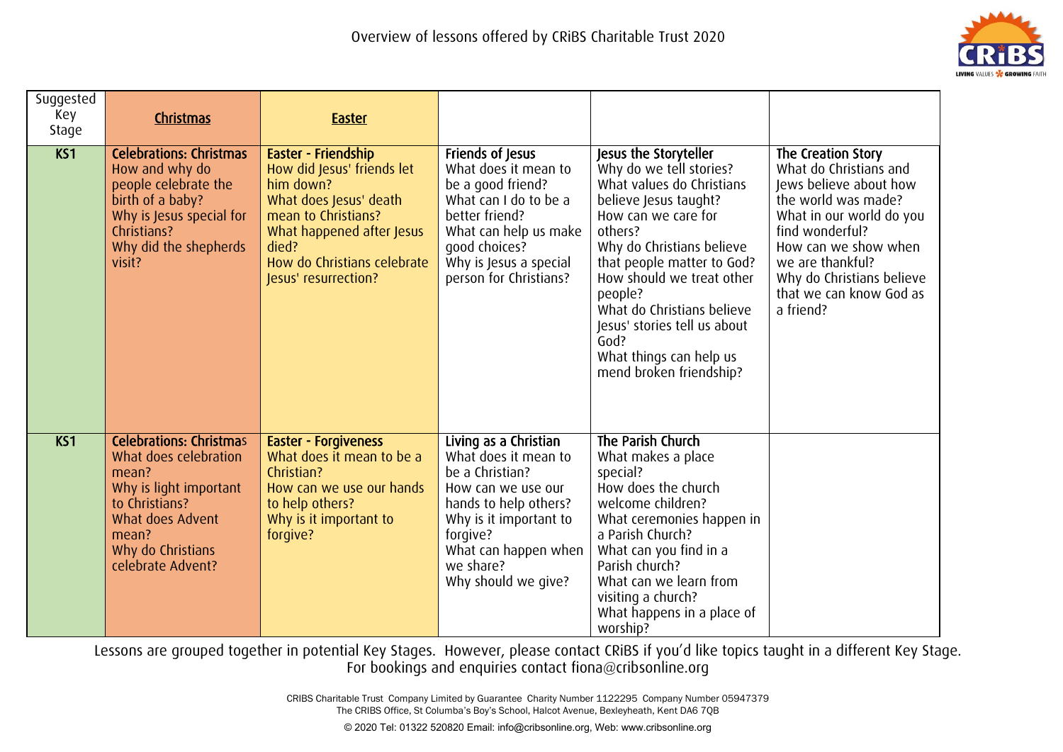Overview of lessons offered by CRiBS Charitable Trust 2020

| Suggested Key Stage | Christmas | Easter | | | |
|---|---|---|---|---|---|
| KS1 | **Celebrations: Christmas**<br>How and why do people celebrate the birth of a baby?<br>Why is Jesus special for Christians?<br>Why did the shepherds visit? | **Easter - Friendship**<br>How did Jesus' friends let him down?<br>What does Jesus' death mean to Christians?<br>What happened after Jesus died?<br>How do Christians celebrate Jesus' resurrection? | **Friends of Jesus**<br>What does it mean to be a good friend?<br>What can I do to be a better friend?<br>What can help us make good choices?<br>Why is Jesus a special person for Christians? | **Jesus the Storyteller**<br>Why do we tell stories?<br>What values do Christians believe Jesus taught?<br>How can we care for others?<br>Why do Christians believe that people matter to God?<br>How should we treat other people?<br>What do Christians believe Jesus' stories tell us about God?<br>What things can help us mend broken friendship? | **The Creation Story**<br>What do Christians and Jews believe about how the world was made?<br>What in our world do you find wonderful?<br>How can we show when we are thankful?<br>Why do Christians believe that we can know God as a friend? |
| KS1 | **Celebrations: Christmas**<br>What does celebration mean?<br>Why is light important to Christians?<br>What does Advent mean?<br>Why do Christians celebrate Advent? | **Easter - Forgiveness**<br>What does it mean to be a Christian?<br>How can we use our hands to help others?<br>Why is it important to forgive? | **Living as a Christian**<br>What does it mean to be a Christian?<br>How can we use our hands to help others?<br>Why is it important to forgive?<br>What can happen when we share?<br>Why should we give? | **The Parish Church**<br>What makes a place special?<br>How does the church welcome children?<br>What ceremonies happen in a Parish Church?<br>What can you find in a Parish church?<br>What can we learn from visiting a church?<br>What happens in a place of worship? | |

Lessons are grouped together in potential Key Stages. However, please contact CRiBS if you'd like topics taught in a different Key Stage.
For bookings and enquiries contact fiona@cribsonline.org

CRIBS Charitable Trust Company Limited by Guarantee Charity Number 1122295 Company Number 05947379
The CRIBS Office, St Columba's Boy's School, Halcot Avenue, Bexleyheath, Kent DA6 7QB

© 2020 Tel: 01322 520820 Email: info@cribsonline.org, Web: www.cribsonline.org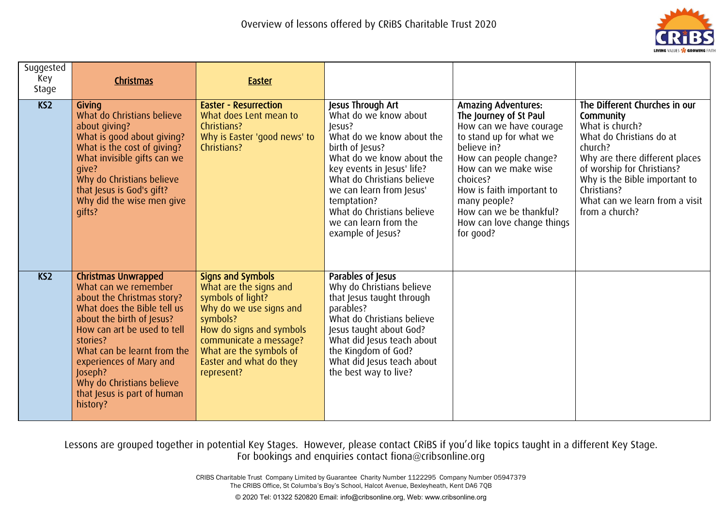# Overview of lessons offered by CRiBS Charitable Trust 2020

| Suggested Key Stage | Christmas | Easter | | | |
|---|---|---|---|---|---|
| KS2 | **Giving**<br>What do Christians believe about giving?<br>What is good about giving?<br>What is the cost of giving?<br>What invisible gifts can we give?<br>Why do Christians believe that Jesus is God's gift?<br>Why did the wise men give gifts? | **Easter - Resurrection**<br>What does Lent mean to Christians?<br>Why is Easter 'good news' to Christians? | **Jesus Through Art**<br>What do we know about Jesus?<br>What do we know about the birth of Jesus?<br>What do we know about the key events in Jesus' life?<br>What do Christians believe we can learn from Jesus' temptation?<br>What do Christians believe we can learn from the example of Jesus? | **Amazing Adventures: The Journey of St Paul**<br>How can we have courage to stand up for what we believe in?<br>How can people change?<br>How can we make wise choices?<br>How is faith important to many people?<br>How can we be thankful?<br>How can love change things for good? | **The Different Churches in our Community**<br>What is church?<br>What do Christians do at church?<br>Why are there different places of worship for Christians?<br>Why is the Bible important to Christians?<br>What can we learn from a visit from a church? |
| KS2 | **Christmas Unwrapped**<br>What can we remember about the Christmas story?<br>What does the Bible tell us about the birth of Jesus?<br>How can art be used to tell stories?<br>What can be learnt from the experiences of Mary and Joseph?<br>Why do Christians believe that Jesus is part of human history? | **Signs and Symbols**<br>What are the signs and symbols of light?<br>Why do we use signs and symbols?<br>How do signs and symbols communicate a message?<br>What are the symbols of Easter and what do they represent? | **Parables of Jesus**<br>Why do Christians believe that Jesus taught through parables?<br>What do Christians believe Jesus taught about God?<br>What did Jesus teach about the Kingdom of God?<br>What did Jesus teach about the best way to live? | | |

Lessons are grouped together in potential Key Stages. However, please contact CRiBS if you'd like topics taught in a different Key Stage.
For bookings and enquiries contact fiona@cribsonline.org

CRIBS Charitable Trust Company Limited by Guarantee Charity Number 1122295 Company Number 05947379
The CRIBS Office, St Columba's Boy's School, Halcot Avenue, Bexleyheath, Kent DA6 7QB

© 2020 Tel: 01322 520820 Email: info@cribsonline.org, Web: www.cribsonline.org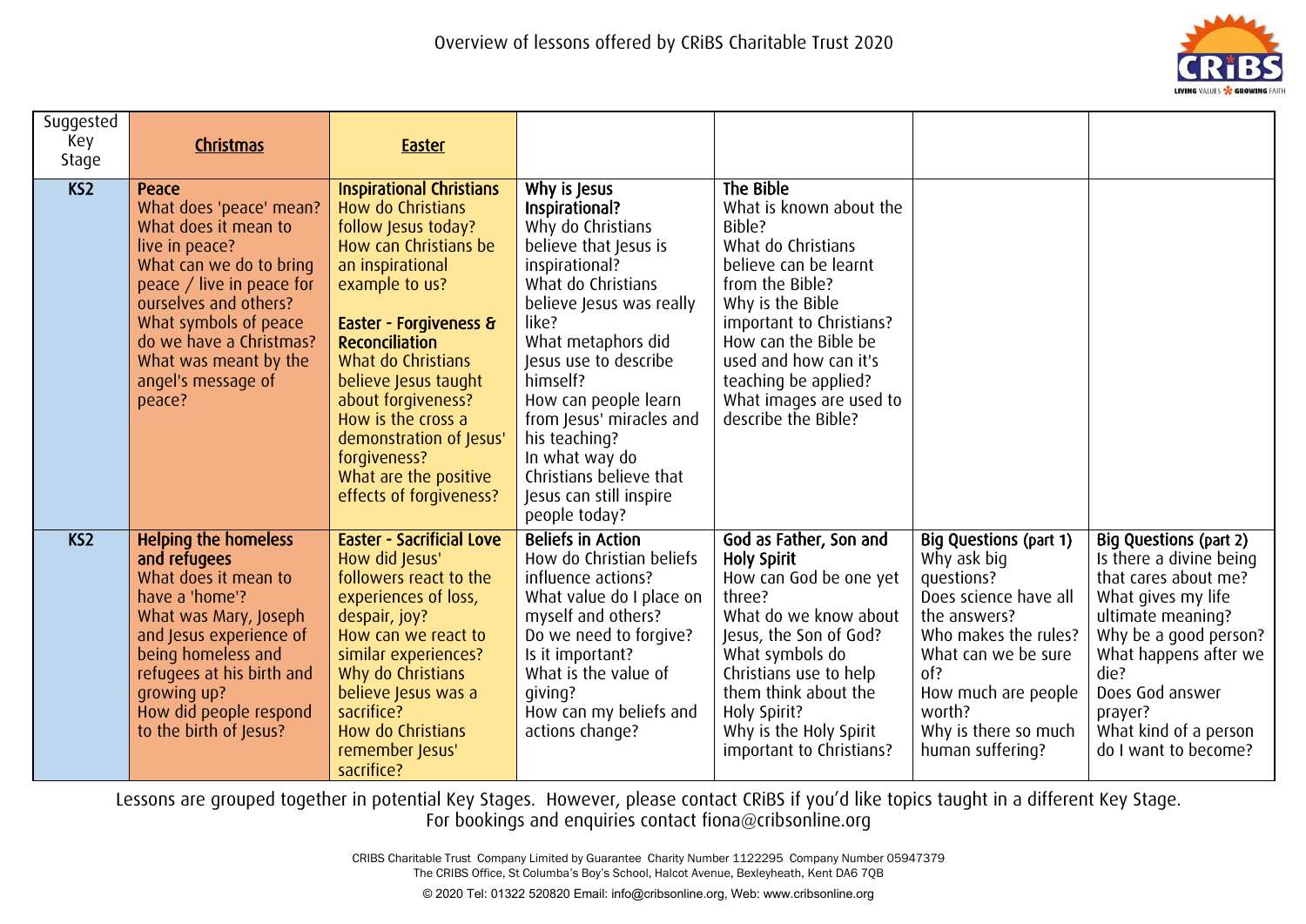# Overview of lessons offered by CRiBS Charitable Trust 2020

| Suggested Key Stage | Christmas | Easter | | | | |
|---|---|---|---|---|---|---|
| KS2 | **Peace**<br>What does 'peace' mean?<br>What does it mean to live in peace?<br>What can we do to bring peace / live in peace for ourselves and others?<br>What symbols of peace do we have a Christmas?<br>What was meant by the angel's message of peace? | **Inspirational Christians**<br>How do Christians follow Jesus today?<br>How can Christians be an inspirational example to us?<br><br>**Easter - Forgiveness & Reconciliation**<br>What do Christians believe Jesus taught about forgiveness?<br>How is the cross a demonstration of Jesus' forgiveness?<br>What are the positive effects of forgiveness? | **Why is Jesus Inspirational?**<br>Why do Christians believe that Jesus is inspirational?<br>What do Christians believe Jesus was really like?<br>What metaphors did Jesus use to describe himself?<br>How can people learn from Jesus' miracles and his teaching?<br>In what way do Christians believe that Jesus can still inspire people today? | **The Bible**<br>What is known about the Bible?<br>What do Christians believe can be learnt from the Bible?<br>Why is the Bible important to Christians?<br>How can the Bible be used and how can it's teaching be applied?<br>What images are used to describe the Bible? | | |
| KS2 | **Helping the homeless and refugees**<br>What does it mean to have a 'home'?<br>What was Mary, Joseph and Jesus experience of being homeless and refugees at his birth and growing up?<br>How did people respond to the birth of Jesus? | **Easter - Sacrificial Love**<br>How did Jesus' followers react to the experiences of loss, despair, joy?<br>How can we react to similar experiences?<br>Why do Christians believe Jesus was a sacrifice?<br>How do Christians remember Jesus' sacrifice? | **Beliefs in Action**<br>How do Christian beliefs influence actions?<br>What value do I place on myself and others?<br>Do we need to forgive?<br>Is it important?<br>What is the value of giving?<br>How can my beliefs and actions change? | **God as Father, Son and Holy Spirit**<br>How can God be one yet three?<br>What do we know about Jesus, the Son of God?<br>What symbols do Christians use to help them think about the Holy Spirit?<br>Why is the Holy Spirit important to Christians? | **Big Questions (part 1)**<br>Why ask big questions?<br>Does science have all the answers?<br>Who makes the rules?<br>What can we be sure of?<br>How much are people worth?<br>Why is there so much human suffering? | **Big Questions (part 2)**<br>Is there a divine being that cares about me?<br>What gives my life ultimate meaning?<br>Why be a good person?<br>What happens after we die?<br>Does God answer prayer?<br>What kind of a person do I want to become? |

Lessons are grouped together in potential Key Stages. However, please contact CRiBS if you'd like topics taught in a different Key Stage.
For bookings and enquiries contact fiona@cribsonline.org

CRIBS Charitable Trust Company Limited by Guarantee Charity Number 1122295 Company Number 05947379
The CRIBS Office, St Columba's Boy's School, Halcot Avenue, Bexleyheath, Kent DA6 7QB
© 2020 Tel: 01322 520820 Email: info@cribsonline.org, Web: www.cribsonline.org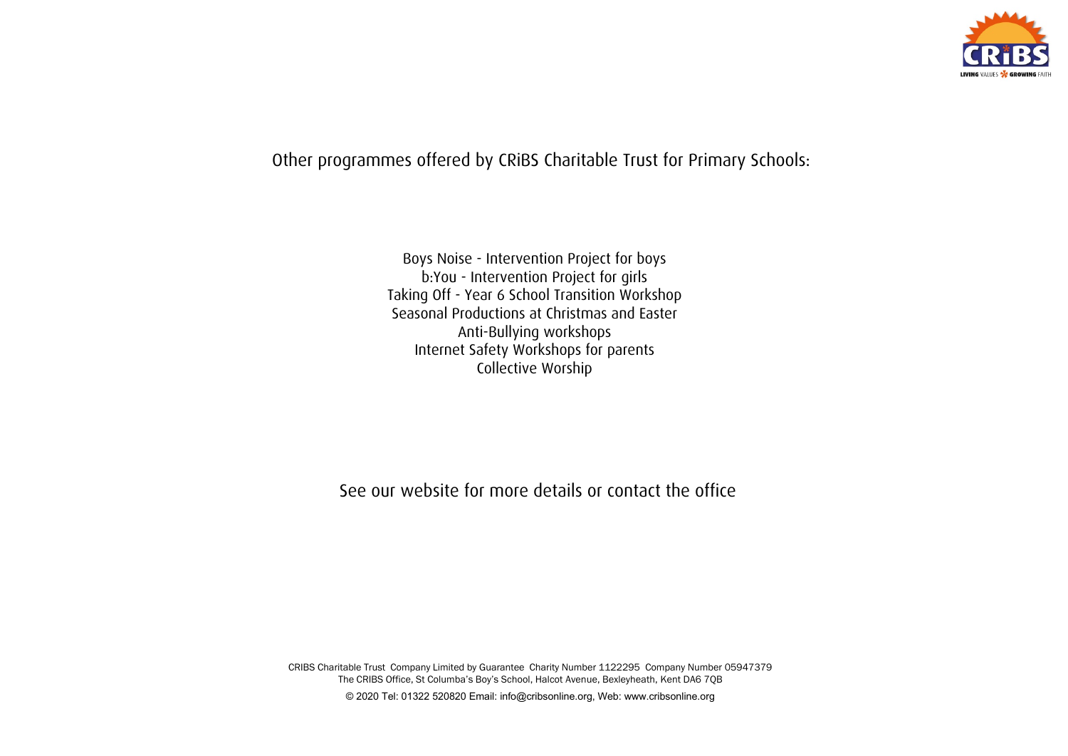Other programmes offered by CRiBS Charitable Trust for Primary Schools:

Boys Noise - Intervention Project for boys
b:You - Intervention Project for girls
Taking Off - Year 6 School Transition Workshop
Seasonal Productions at Christmas and Easter
Anti-Bullying workshops
Internet Safety Workshops for parents
Collective Worship

See our website for more details or contact the office

CRIBS Charitable Trust Company Limited by Guarantee Charity Number 1122295 Company Number 05947379
The CRIBS Office, St Columba's Boy's School, Halcot Avenue, Bexleyheath, Kent DA6 7QB

© 2020 Tel: 01322 520820 Email: info@cribsonline.org, Web: www.cribsonline.org